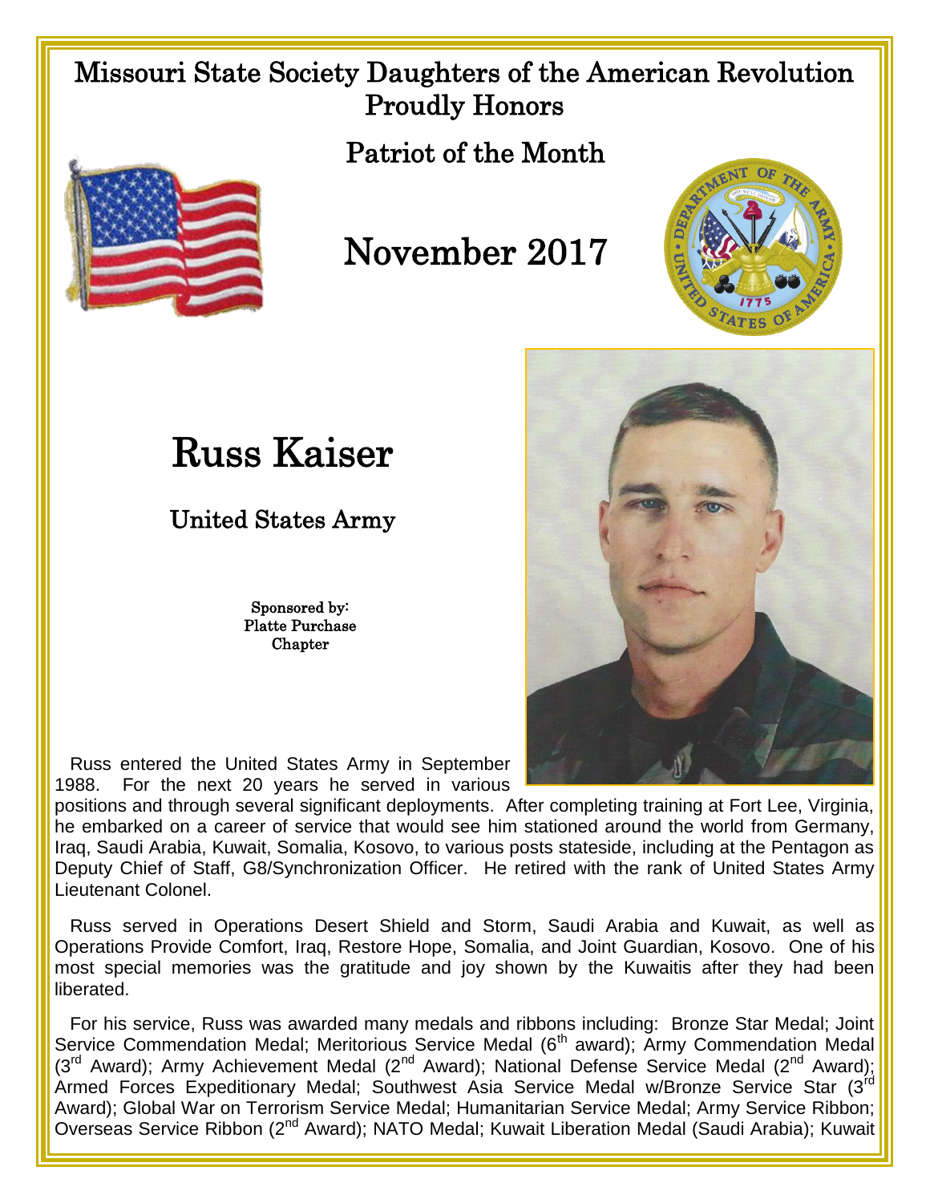# Missouri State Society Daughters of the American Revolution Proudly Honors

## Patriot of the Month

# November 2017

# Russ Kaiser

## United States Army

Sponsored by:
Platte Purchase
Chapter

Russ entered the United States Army in September 1988. For the next 20 years he served in various positions and through several significant deployments. After completing training at Fort Lee, Virginia, he embarked on a career of service that would see him stationed around the world from Germany, Iraq, Saudi Arabia, Kuwait, Somalia, Kosovo, to various posts stateside, including at the Pentagon as Deputy Chief of Staff, G8/Synchronization Officer. He retired with the rank of United States Army Lieutenant Colonel.

Russ served in Operations Desert Shield and Storm, Saudi Arabia and Kuwait, as well as Operations Provide Comfort, Iraq, Restore Hope, Somalia, and Joint Guardian, Kosovo. One of his most special memories was the gratitude and joy shown by the Kuwaitis after they had been liberated.

For his service, Russ was awarded many medals and ribbons including: Bronze Star Medal; Joint Service Commendation Medal; Meritorious Service Medal (6th award); Army Commendation Medal (3rd Award); Army Achievement Medal (2nd Award); National Defense Service Medal (2nd Award); Armed Forces Expeditionary Medal; Southwest Asia Service Medal w/Bronze Service Star (3rd Award); Global War on Terrorism Service Medal; Humanitarian Service Medal; Army Service Ribbon; Overseas Service Ribbon (2nd Award); NATO Medal; Kuwait Liberation Medal (Saudi Arabia); Kuwait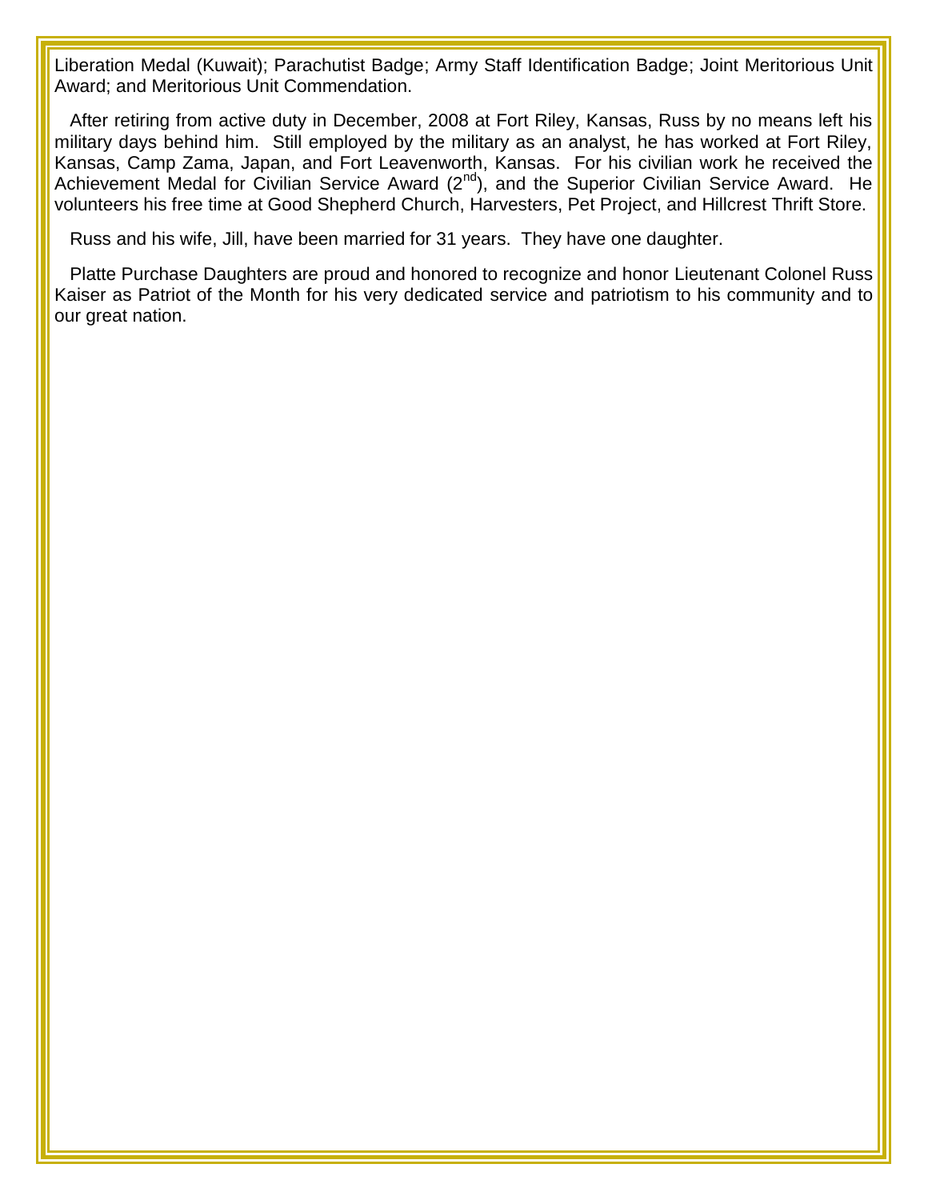Liberation Medal (Kuwait); Parachutist Badge; Army Staff Identification Badge; Joint Meritorious Unit Award; and Meritorious Unit Commendation.

After retiring from active duty in December, 2008 at Fort Riley, Kansas, Russ by no means left his military days behind him. Still employed by the military as an analyst, he has worked at Fort Riley, Kansas, Camp Zama, Japan, and Fort Leavenworth, Kansas. For his civilian work he received the Achievement Medal for Civilian Service Award (2nd), and the Superior Civilian Service Award. He volunteers his free time at Good Shepherd Church, Harvesters, Pet Project, and Hillcrest Thrift Store.

Russ and his wife, Jill, have been married for 31 years. They have one daughter.

Platte Purchase Daughters are proud and honored to recognize and honor Lieutenant Colonel Russ Kaiser as Patriot of the Month for his very dedicated service and patriotism to his community and to our great nation.